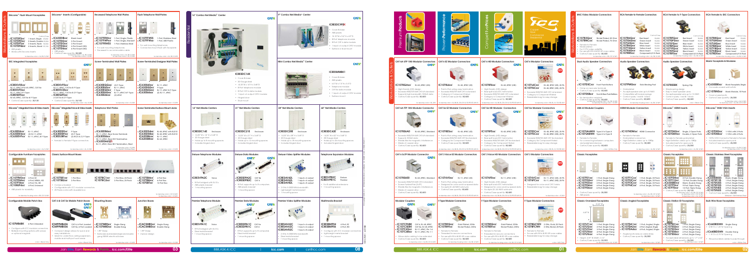# Workstations & Outlets

## Décorex™ Flush Mount Faceplates

- **IC107DF1xx** 1-Insert, Single
- **IC107DF2xx** 2-Inserts, Double
- **IC107DF3xx** 3-Inserts, Triple
- **IC107DF4xx** 4-Inserts, Quad
- ABS plastic
- Accepts all Décorex inserts

## Décorex™ Inserts (Configurable)

- **IC630DB0xx** Blank Insert
- **IC107DE1xx** 1-Port Insert
- **IC107DE2xx** 2-Port Insert
- **IC107DE3xx** 3-Port Insert
- **IC107DE4xx** 4-Port Insert (HD)
- **IC107DE6xx** 6-Port Insert (HD)
- ABS plastic
- Carton/Case quantity: 50/500

## Recessed Telephone Wall Plates

- **IC107RWSxx** 1-Port, Single, Plastic
- **IC107RWPxx** 1-Port, Single, Standard
- **IC107RWSSxx** 1-Port, Stainless Steel
- For wall mounting telephones
- Recessed to accommodate cable

## Flush Telephone Wall Plates

- **IC107FWSS** 1-Port, Stainless Steel
- **IC107FWSxx** 1-Port, ABS Plastic
- For wall mounting telephones

## IDC Integrated Faceplates

- **IC63DSV5xx**
- For telephone and data applications

## Screw-Terminated Wall Plates

- **IC63DSV5xx**
- **IC63DSV6xx**

## Screw-Terminated Designer Wall Plates

- **IC630EGxx**
- **IC630EGxx**

## Décorex™ Integrated Voice & Video Inserts

- **IC63DE6xx**
- **IC63DE6xx**
- **IC63DVSxx**

## Décorex™ Integrated Voice & Video Inserts

- **IC63DE5xx** F-Type
- **IC63DE5xx** (2) F-Type
- **IC63DE5xx** (2) RJ-45 & (1) F-Type

## Telephone Wall Plates

- **IC63DB6xx**
- **IC63DB6xx**

## Screw-Terminated Surface Mount Jacks

- **IC63SDSxx**
- **IC63SDSxx**
- **IC63SDSxx**

## Configurable Furniture Faceplates

- **IC107FM1xx** 1-Port, EZ
- **IC107FM2xx** 2-Port, NEMA, HD
- **IC107FM3xx** 4-Port, EA, HD
- **IC107FM4xx** 4-Port, Universal
- ABS plastic for durability

## Classic Surface Mount Boxes

- **IC107SB1xx** 1-Port Box
- **IC107SB2xx** 2-Port Box
- **IC107BC1xx** 1-Port Box, 2A Ports
- **IC107BC2xx** 2-Port Box, 2A Ports
- **IC107SB4xx** 4-Port Box
- **IC107SB6xx** 6-Port Box
- **IC107SB12xx** 12-Port Box

## Configurable Mobile Patch Box

- **IC107MBABK** 4-Port Unloaded
- Configure with ICC modular connectors
- Multiple mounting options with screws or optional magnets

## CAT 6 & CAT 5e Mobile Patch Boxes

- **ICMPP6B06** CAT 6, 6-Port, Loaded
- **ICMPP5B06** CAT 5e, 6-Port, Loaded

## Mounting Boxes

- **IC107MBSxx** Single Gang
- **IC107MBDxx** Double Gang

## Junction Boxes

- **ICACSMBSxx** Single Gang
- **ICACSMBDxx** Double Gang

# Residential

## 14" Combo NetMedia™ Center

- **ICRESDC14K**
- Cover & base
- ABS plastic
- Hinged door
- 8-Port data module
- 1-input 6-output CATV module
- 8-Port telephone module
- Surface mount

## 9" Combo Net Media™ Center

- **ICRESDC9K**
- Cover & base
- ABS plastic
- Telephone module
- 8-Port CAT 6 data module
- 1-input 4-output CATV module
- Surface or flush mount

## Mini Combo NetMedia™ Center

- **ICRESMMBK1**
- Cover & base
- ABS plastic
- Telephone module
- CAT 5e data module
- 1-input 4-output CATV module
- Surface mount

## 14" Net Media Centers

- **ICRESDC14E** Enclosure
- Holds up to 8 mounting spaces
- Includes hinged door

## 21" Net Media Centers

- **ICRESDC21E** Enclosure
- Holds up to 12 mounting spaces
- Includes hinged door

## 28" Net Media Centers

- **ICRESDC28E** Enclosure
- Holds up to 18 mounting spaces
- Includes hinged door

## 42" Net Media Centers

- **ICRESDC42E** Enclosure
- Holds up to 28 mounting spaces
- Includes hinged door

## Deluxe Telephone Module

- **ICRESVPA2C** Voice
- 8-Port telephone module
- 1 mounting space

## Deluxe Data Modules

- **ICRESDPA2C** CAT 5e
- **ICRESDPA2E** CAT 6
- 8-Port supports up to 8 computers
- 1 mounting space

## Deluxe Video Splitter Modules

- **ICRESAV42L** 1 input & 4 output
- **ICRESAV62L** 1 input & 6 output
- **ICRESAV82L** 1 input & 8 output
- 5 GHz, 0-3000 MHz bandwidth
- 1 mounting space

## Telephone Expansion Modules

- **ICRESVPEXC** Deluxe
- **ICRESVPR1C** Premier
- 1 mounting space

## Premier Telephone Module

- **ICRESVPA1C** Voice
- 8-Port telephone module
- 1 mounting space

## Premier Data Modules

- **ICRESDPA1C** CAT 5e
- **ICRESDPA1E** CAT 6
- 8-Port supports up to 8 computers
- 1 mounting space

## Premier Video Splitter Modules

- **ICRESAV42C** 1 input & 4 output
- **ICRESAV62C** 1 input & 6 output
- **ICRESAV82C** 1 input & 8 output
- 2 GHz, 5-2000 MHz bandwidth
- 1 mounting space

## Multimedia Bracket

- **ICRESMMF04** 4-Port, EZ
- **ICRESMMF06** 6-Port, HD
- Configure with ICC modular connectors
- 1 mounting space

# Premium Products · Power Performance · Competitive Prices

## CAT 6A UTP 10G Modular Connectors

- **IC1078GAxx** RJ-45, 8P8C (HD)
- High Density (HD) design
- Exceeds ANSI/TIA-568-C.2 CAT 6A standards
- Carton/Case quantity: 50/600

## CAT 6 EZ Modular Connectors

- **IC1078F6xx** RJ-45, 8P8C (EZ)
- Exceeds ANSI/TIA-568-C.2 CAT 6 standards
- Carton/Case quantity: 50/600

## CAT 6 HD Modular Connectors

- **IC1078F0xx** RJ-45, 8P8C (HD)
- High Density (HD) design
- Exceeds ANSI/TIA-568-C.2 CAT 6 standards
- Carton/Case quantity: 50/600

## CAT 6 Modular Connectors

- **IC107L6Cxx** RJ-45, 8P8C (EZ), 25 Pk
- **IC1076C5xx** RJ-45, 8P8C (HD), 25 Pk

## CAT 6A FTP 10G Modular Connectors

- **IC1078SA0** RJ-45, 8P8C, Shielded
- Exceeds ANSI/TIA-568-C.2 CAT 6A standards

## CAT 5e EZ Modular Connectors

- **IC1078E5xx** RJ-45, 8P8C (EZ)

## CAT 5e HD Modular Connectors

- **IC1078F5xx** RJ-45, 8P8C (HD)

## CAT 5e Modular Connectors

- **IC107L5Cxx** RJ-45, 8P8C (EZ), 25 Pk
- **IC1075C5xx** RJ-45, 8P8C (HD), 25 Pk

## CAT 6 STP Modular Connector

- **IC1078S60** RJ-45, 8P8C, Shielded

## CAT 3 Voice EZ Modular Connectors

- **IC1076V0xx** RJ-11, 6P6C (EZ)

## CAT 3 Voice HD Modular Connectors

- **IC1076F0xx** RJ-11, 6P6C (HD)

## CAT 3 Modular Connectors

- **IC1076VCxx** RJ-11, 6P6C (EZ), 25 Pk
- **IC1076FCxx** RJ-11, 6P6C (HD), 25 Pk

## Modular Couplers

- **IC107C6RBK** CAT 6, RJ-45, 8P8C
- **IC107C5RBK** CAT 5e, RJ-45, 8P8C
- **IC107C3RBK** CAT 3, RJ-11, 6P6C
- **IC107C0Rxx** CAT 3, RJ-11, Pin 1-1

## F-Type Modular Connectors

- **IC1078F9xx** Gold Plated, 3 GHz

## F-Type Modular Connectors

- **IC1078SGxx** Nickel Plated, 3 GHz

## F-Type Modular Connectors

- **IC1078GCWH** 3 GHz, Gold, 25 Pack
- **IC107FCWH** 3 GHz, Nickel, 25 Pack

# Workstations & Outlets

## BNC Video Modular Connectors

- **IC107B3Gxx** Nickel Plated, 50 Ohm
- **IC107BNCxx** Nickel Plated, 75 Ohm

## RCA Female-to-Female Connectors

- **IC1076Gxx** Red Insert
- **IC1076Gxx** Green Insert
- **IC1076Gxx** Blue Insert
- **IC1076Gxx** White Insert
- **IC1076Gxx** Yellow Insert
- **IC1076Gxx** Black Insert
- **IC1076Gxx** Component R/G/B Pack

## RCA Female-to-F-Type Connectors

- **IC107RFGxx** Red Insert
- **IC107RFGxx** Green Insert
- **IC107RFGxx** Blue Insert
- **IC107RFGxx** White Insert
- **IC107RFGxx** Yellow Insert
- **IC107RFGxx** Black Insert
- **IC107RFGxx** Component R/G/B Pack

## RCA Female to IDC Connectors

- **IC107RDGxx** Red Insert
- **IC107RDGxx** Green Insert
- **IC107RDGxx** Blue Insert
- **IC107RDGxx** White Insert
- **IC107RDGxx** Yellow Insert
- **IC107RDGxx** Black Insert
- **IC107RDGxx** Component R/G/B Pack

## Dual Audio Speaker Connectors

- **IC107DSCxx** Front Push Buttons

## Audio Speaker Connectors

- **IC1076Pxx** Gold Binding Post

## Audio Speaker Connectors

- **IC107BSBK** Spring Clip

## Blank Faceplate & Modules

- **IC630EBOxx** Blank Faceplate, Single
- **IC107BNKxx** Blank Module, 10 Pack

## USB 2.0 Modular Couplers

- **IC107UAAWH** Type A to Type A
- **IC107UABWH** Type A to Type B

## HDMI Modular Connectors

- **IC107HDMIxx** HDMI Connector

## Décorex™ HDMI Inserts

- **IC107DH2xx** Single, 2 Open Ports
- **IC107DH3xx** Double, 2 Open Ports

## Décorex™ RGB-VGA Inserts

- **IC107DR2xx** 1 VGA with 3-Ports
- **IC107DR3xx** 1 VGA with 5-Ports

## Classic Faceplates

- **IC107F01xx** 1-Port, Single Gang
- **IC107F02xx** 2-Port, Single Gang
- **IC107F03xx** 3-Port, Single Gang
- **IC107F04xx** 4-Port, Single Gang
- **IC107F06xx** 6-Port, Single Gang
- Carton/Case quantity: 25/500

## Classic Faceplates

- **IC107F1Cxx** 1-Port, Single, 25 Pack
- **IC107F2Cxx** 2-Port, Single, 25 Pack
- **IC107F3Cxx** 3-Port, Single, 25 Pack
- **IC107F4Cxx** 4-Port, Single, 25 Pack

## Classic Faceplates

- **IC107D08xx** 8-Port, Double Gang
- **IC107D12xx** 12-Port, Double Gang
- **IC630EBDxx** Blank, Double Gang

## Classic Stainless Steel Faceplates

- **IC630SBSS** Blank, Single Gang
- **IC107SF1SS** 1-Port, Single Gang
- **IC107SF2SS** 2-Port, Single Gang
- **IC107SF3SS** 3-Port, Single Gang
- **IC107SF4SS** 4-Port, Single Gang
- **IC107SF6SS** 6-Port, Single Gang

## Classic Oversized Faceplates

- **IC107L01xx** 1-Port, Single Gang
- **IC107L02xx** 2-Port, Single Gang
- **IC107L03xx** 3-Port, Single Gang
- **IC107L04xx** 4-Port, Single Gang
- **IC107L06xx** 6-Port, Single Gang
- Carton/Case quantity: 25/500

## Classic Angled Faceplates

- **IC107DA1xx** 1-Port, Angled, Single
- **IC107DA2xx** 2-Port, Angled, Single
- **IC107DA4xx** 4-Port, Angled, Single

## Classic Station ID Faceplates

- **IC107SF1xx** 1-Port, Single Gang
- **IC107SF2xx** 2-Port, Single Gang
- **IC107SF3xx** 3-Port, Single Gang
- **IC107SF4xx** 4-Port, Single Gang
- **IC107SF6xx** 6-Port, Single Gang

## Bulk Wire Nose Faceplates

- **IC640BDSWH** Single Gang
- **IC640BDSWH** Double Gang

Join Elite, Earn Rewards & Points... icc.com/Elite

888.ASK.4.ICC | icc.com | csr@icc.com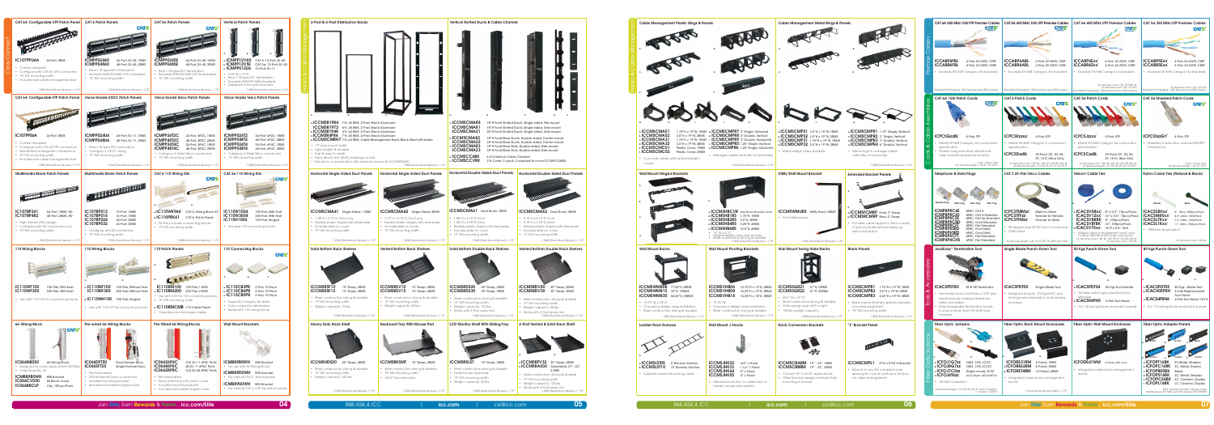## Cat 6A Configurable FTP Patch Panel

**IC107PP16A** 16-Port, 1RMS

- Coated extruded
- Configure with CAT 6A UTP connectors
- 19" EIA mounting width
- Includes rear cable management bar

## Cat 6 Patch Panels

**ICMPP024E60** 24-Port, EU-48, 1RMS
**ICMPP048E60** 48-Port, EU-48, 2RMS

- Meet T-568B termination
- Exceeds ANSI/TIA-568-C.2 standards
- 19" EIA mounting width

## Cat 5e Patch Panels

**ICMPP024E5E** 24-Port, EU-48, 1RMS
**ICMPP048E5E** 48-Port, EU-48, 2RMS

- Meets T-568B termination
- Exceeds ANSI/TIA-568-C.2 standards
- 19" EIA mounting width

## Vertical Patch Panels

**ICMPP12V6E** CAT 6, 12-Port, EU-45
**ICMPP12V5E** CAT 5e, 12-Port, EU-45
**ICMPP12V06** 12-Port, EU-11

- 2.52" W x 12" H
- Exceeds ANSI/TIA-568-C standards
- Designed to be wall mounted

## Cat 6A Configurable FTP Patch Panel

**IC107PP24A** 24-Port, 1RMS

- Coated extruded
- Configure with CAT 6A FTP connectors
- Shielded back stop cable interference
- 19" EIA mounting width
- Includes rear cable management bar

## Voice Grade USOC Patch Panels

**ICMPP024E6** 24-Port, EU-11, 1RMS
**ICMPP048E6** 48-Port, EU-11, 2RMS

- Meets T-568 USOC termination
- Category 3, USOC wiring
- 19" EIA mounting width

## Voice Grade Telco Patch Panels

**ICMPP24TC2** 24-Port, 6P2C, 1RMS
**ICMPP48TC2** 48-Port, 6P2C, 2RMS
**ICMPP24TC4** 24-Port, 6P4C, 1RMS
**ICMPP48TC4** 48-Port, 6P4C, 2RMS

- Category 3, Male telco connectors
- 19" EIA mounting width

## Voice Grade Telco Patch Panels

**ICMPP024T2** 24-Port, 6P2C, 1RMS
**ICMPP048T2** 48-Port, 6P2C, 2RMS
**ICMPP024T4** 24-Port, 6P4C, 1RMS
**ICMPP048T4** 48-Port, 6P4C, 2RMS

## Multimedia Blank Patch Panels

**IC107BP241** 24-Port, 1RMS, HD
**IC107BP481** 48-Port, 2RMS, HD

- High Density (HD) design
- Configure with HD connectors only
- 19" EIA mounting width

## Multimedia Blank Patch Panels

**IC107BP012** 12-Port, 1RMS
**IC107BP016** 16-Port, 1RMS
**IC107BP024** 24-Port, 1RMS
**IC107BP048** 48-Port, 2RMS

- Configure with EZ connectors
- 19" EIA mounting width

## CAT 6 110 Wiring Kits

**IC110WK6K6** CAT 6, Wiring Block Kit
**IC110PRK61** CAT 6, Patch Panel

- Perfect modular connecting blocks
- 19" EIA mounting width

## CAT 5e 110 Wiring Kits

**IC110W1004** 100-Pair, With Feet
**IC110W3004** 300-Pair, With Feet
**IC110W1006** 100-Pair, Wall Mount

- Includes 110 connecting blocks

## 110 Wiring Blocks

**IC110WF100** 100-Pair, With Feet
**IC110WF300** 300-Pair, With Feet

- Use with 110 C4/C5 connecting blocks

## 110 Wiring Blocks

**IC110NF100** 100-Pair, Without Feet
**IC110NF300** 300-Pair, Without Feet
**IC110WM100** 100-Pair, Hinged

- Use with 110 C4/C5 connecting blocks

## 110 Patch Panels

**IC110MM100** 100-Pair, 1 RMS
**IC110MM200** 200-Pair, 2 RMS

- Use with C4/C5e 110 connecting blocks
- 19" EIA mounting width

**IC110MMCM8** 110 Cable Panel

- Organizes and manages cables

## 110 Connecting Blocks

**IC110CB3PR** 3-Pair, 10 Pack
**IC110CB4PR** 4-Pair, 10 Pack
**IC110CB5PR** 5-Pair, 10 Pack

- Supports Category 5e data
- Cost effective wiring solution
- Works with 110 wiring blocks

## 66-Wiring Blocks

**IC066NB050** 66 Wiring Block

- Designed for voice applications (50 Pair)
- Color Coded Pin

**ICMB89BOWH** 89B Bracket
**IC066C1050** 66 Block Cover
**IC066BRCLP** Clip, 100 pcs/Pack

## Pre-wired 66-Wiring Blocks

**IC066DF150** Dual Female Telco
**IC066SF125** Single Female Telco

- Pre-terminated
- 25-Pair female Telco connectors
- Includes mounting bracket
- Includes standoff bracket cover

## Pre-wired 66 Wiring Blocks

**IC066A2P4C** (12) RJ-11 6P4C Ports
**IC066A8P4C** (8) RJ-11 6P4C Ports
**IC066A6P4C** (12) RJ-45 8P8C Ports

- Pre-terminated
- Blocks patching with patch cords
- Includes mounting bracket
- Includes removable hinged cover

**ICMB89PKWH** 89B Bracket

- For vertical CAT 6 CAT 5e patch panels

## Wall Mount Brackets

**ICMB89BOWH** 89B Bracket

- For use with 66 Wiring Blocks

**ICMB89V0WH** 89B Bracket

- For vertical USOC panels

## 2-Post & 4-Post Distribution Racks

**ICCMSR1984** 7'H, 45 RMS, 2-Post, Black Aluminum
**ICCMSR1972** 6'H, 38 RMS, 2-Post, Black Aluminum
**ICCMSR1948** 4'H, 24 RMS, 2-Post, Black Aluminum
**ICCMSR4P84** 7'H, 45 RMS, 2-Post, Black Aluminum
**ICCMSR4P84** 7'H, 45 RMS, Cable Management Rack, Black Steel with frame

- 19" rack mount width
- Light weight & durable
- Post & frame design
- Rack Mount Unit (RMU) markings on rails
- Mounts to concrete floor with optional anchor kit (ICCMSRFAK1)

## Vertical Slotted Ducts & Cable Channel

**ICCMSCMA44** 78"H Front Slotted Ducts, Single-sided, Flat mount
**ICCMSCMA41** 78"H Front Slotted Ducts, Double-sided, Flat mount
**ICCMSCMA21** 38"H Front Slotted Ducts, Single-sided, Side mount
**ICCMSCMA42** 78"H Front/Rear Ducts, Double-sided, Center mount
**ICCMSCMA43** 78"H Front/Rear Ducts, Double-sided, Center mount
**ICCMSCMA45** 78"H Front/Rear Slots, Double-sided, Center mount
**ICCMSCMA48** 38"H Front/Rear Slots, Double-sided, Side mount
**ICCMSCCV6K** 6.5ft Vertical Cable Channel
**ICCMSCCVBK** 3 ft Cover (1 pack, 2 required to cover ICCMSCCV6K)

## Horizontal Single-Sided Duct Panels

**ICCMSCMA41** Single Sided, 1 RMS

- 1.88"H x 4.75"D, Front only
- Flexible plastic fingers with steel base
- Includes slide-on cover
- 19" EIA mounting width

## Horizontal Single-Sided Duct Panels

**ICCMSCMA42** Single Sided, 2RMS

- 3.50"H x 4.75"D, Front only
- Flexible plastic fingers with steel base
- Includes slide-on cover
- 19" EIA mounting width

## Horizontal Double-Sided Duct Panels

**ICCMSCMA61** Dual Ducts, 1RMS

- 1.88"H x 8.75"D, Front
- 1.88"H x 8.75"D, Rear
- Flexible plastic fingers with steel base
- Includes slide-on cover
- 19" EIA mounting width

## Horizontal Double-Sided Duct Panels

**ICCMSCMA62** Dual Ducts, 2RMS

- 3.50"H x 8.75"D Front
- 3.50"H x 8.75"D Rear
- Flexible plastic fingers with steel base
- Includes slide-on covers
- 19" EIA mounting width

## Solid Bottom Rack Shelves

**ICCMSRSF10** 10" Deep, 2RMS
**ICCMSRSF15** 15" Deep, 2RMS

- Steel construction, strong & durable
- 19" EIA mounting width
- Weight capacity: 75 lbs.

## Vented Bottom Rack Shelves

**ICCMSRSV10** 10" Deep, 2RMS
**ICCMSRSV15** 15" Deep, 2RMS

- Steel construction, strong & durable
- 19" EIA mounting width
- Weight capacity: 50 lbs.

## Solid Bottom Double Rack Shelves

**ICCMSRDS20** 20" Deep, 2RMS
**ICCMSRDS30** 30" Deep, 2RMS

- Steel construction, strong & durable
- 19" EIA mounting width
- Weight capacity: 100 lbs.
- Works with 4-Post racks only

## Vented Bottom Double Rack Shelves

**ICCMSRDV20** 20" Deep, 2RMS
**ICCMSRDV30** 30" Deep, 2RMS

- Steel construction, strong & durable
- 19" EIA mounting width
- Weight capacity: 100 lbs.
- Works with 4-Post racks only

## Heavy Duty Rack Shelf

**ICCMSHD520** 20" Deep, 2RMS

- Steel construction, strong & durable
- 19" EIA mounting width
- Weight capacity: 200 lbs.

## Keyboard Tray With Mouse Pad

**ICCMSKBSMT** 15" Deep, 1RMS

- Steel construction, strong & durable
- 19" EIA mounting width
- 18.25" fully extended

## LCD Monitor Shelf With Sliding Tray

**ICCMSRKLST** 15" Deep, 2RMS

- Steel construction, strong & durable
- 19" EIA mounting width
- 19" EIA mount height width
- Weight capacity: 35 lbs.

## 4-Post Vented & Solid Rack Shelf

**ICCMSRFV32** 32" Deep, 2RMS
**ICCMSRA530** Adjustable 27" - 32", 1RMS

- Steel construction, strong & durable
- 19" EIA mounting width
- Weight capacity: 100 lbs.
- Works with 4-Post racks only

## Cable Management Plastic Rings & Panels

**ICCMSCMA51** 1.75"H x 19"W, 1RMS
**ICCMSCMA52** 3.5"H x 19"W, 2RMS
**ICCMSCMA53** 1.75"H x 19"W, 1RMS
**ICCMSCMA54** 3.5"H x 19"W, 2RMS
**ICCMSCMC01** Plastic Cover, 1RMS
**ICCMSCMC02** Plastic Cover, 2RMS

**ICCMSCMPR1** 2" Single, Universal
**ICCMSCMPR2** 3" Double, Vertical
**ICCMSCMPR3** 4" Double, Vertical
**ICCMSCMPR4** 1.25" Single, Horizontal
**ICCMSCMPR5** 1.25" Single, Horizontal

- Manages cable vertically or horizontally
- Coordinate works with vertical plastic covers

## Cable Management Metal Rings & Panels

**ICCMSCMPS1** 3.5"H x 19"W, 1RMS
**ICCMSCMPS2** 3.5"H x 19"W, 2RMS
**ICCMSCMPS3** 1.75"H x 19"W, 1RMS
**ICCMSCMPS4** 3.5"H x 19"W, 2RMS

- Metal edge offers durability

**ICCMSCMPR1** 1.75" Single, Vertical
**ICCMSCMPR2** 3" Double, Vertical
**ICCMSCMPR3** 3" Double, Vertical
**ICCMSCMPR4** 4" Double, Vertical

- Metal rings to manage cables vertically or horizontally

## Wall Mount Hinged Brackets

**ICCMSHBCV6** Wall Mount Bracket, Small
**ICCMSHBR01** 1.75"H, 1RMS
**ICCMSHBR02** 3.5"H, 2RMS
**ICCMSHBR04** 7"H, 4RMS
**ICCMSHBR05** 10.5"H, 6RMS

- 19" W x 4.4" D
- Weight capacity

## Utility Wall Mount Bracket

**ICCMSWMU05** Utility Rack, 5RMS

- For limited space

## Extended Bracket Panels

**ICCMSCMRP** Panel, 3" Deep
**ICCMSRCMBP** Panel, 5" Deep

- Provides cable support in front or back of patch panels without taking up extra rack space

## Wall Mount Racks

**ICCMSWMR08** 17.25"H, 8RMS
**ICCMSWMR15** 28"H, 15RMS
**ICCMSWMR30** 56.25"H, 30RMS

- 19.25" W x 18" D
- One-piece design easy installation
- Steel construction, strong & durable

## Wall Mount Pivoting Brackets

**ICCMSWHB06** 12.75"H x 12"D, 6RMS
**ICCMSWHB12** 16.25"H x 12"D, 12RMS
**ICCMSWHB18** 16.25"H x 18"D, 18RMS

- 19.25" W
- One-piece design, easy installation
- Steel construction, strong & durable

## Wall Mount Swing Gate Racks

**ICCMSSGR21** 22"H, 12RMS
**ICCMSSGR22** 42"H, 22RMS

- 20.0" W x 19" D
- Steel construction, strong & durable
- Weight capacity 110 lbs.
- 180 lbs. weight capacity

## Blank Panels

**ICCMSCMPB1** 1.75"H x 19"W, 1RMS
**ICCMSCMPB2** 3.5"H x 19"W, 2RMS
**ICCMSCMPB3** 5.25"H x 19"W, 3RMS

- Blank panels fill empty spaces between mounted equipment
- 19" EIA mounting width

## Ladder Rack Runway

**ICCMSLST05** 5' Runway Section
**ICCMSLST10** 10' Runway Section

- Supports horizontal/vertical cable

## Wall Mount J-Hooks

**ICCMSJHK22** 3/4" J-Hook
**ICCMSJHK33** 1-1/4" J-Hook
**ICCMSJHK44** 2" J-Hook
**ICCMSJHK55** 4" J-Hook

- Alternative solution for cable trays or ladder runway rack systems

## Rack Conversion Brackets

**ICCMSCBA8M** 19" - 23", 2RMS
**ICCMSCB8M** 19" - 23", 2RMS

- Convert 19" to 23" applications
- Offset bracket design maintains flush mounting of panels

## "L" Bracket Panel

**ICCMSCMPLT** 6"W x 8.75"H Bracket

- Mounts to any EIA compliant hole spacing for custom vertical or horizontal cable management

## CAT 6A 550 MHz 10G FTP Premise Cables

**ICCABF6FBL** 4-Pair, 23 AWG, CMP
**ICCABF6RBL** 4-Pair, 23 AWG, CMR

- Exceeds TIA-568-C Category 6A standard

## CAT 6A 550 MHz 10G UTP Premise Cables

**ICCABP6ABL** 4-Pair, 23 AWG, CMP
**ICCABR6ABL** 4-Pair, 23 AWG, CMR

- Exceeds TIA-568-C Category 6A standard

## CAT 6e 600 MHz UTP Premise Cables

**ICCABP6EXX** 4-Pair, 23 AWG, CMP
**ICCABR6EXX** 4-Pair, 23 AWG, CMR

- Exceeds TIA-568-C Category 6 standard

## CAT 5e 350 MHz UTP Premise Cables

**ICCABP5EXX** 4-Pair, 24 AWG, CMP
**ICCABR5EXX** 4-Pair, 24 AWG, CMR

- Exceeds TIA-568-C Category 5e standard

## CAT 6A 10G Patch Cords

**ICPCS6xxBL** 4-Pair, FTP

- Meets TIA-568-C Category 6A component specification
- Flexible snag-free strain relief boots keep modular plug unit locked

## CAT 6 Patch Cords

**ICPCS6xxxx** 4-Pair, UTP

- Meets TIA-568-C Category 6 component specification
- Flexible snag-free strain relief boots keep modular plug locked in place

**ICPCSDxxBL** 25 Pack (01, 03, 05, 07, 10 ft) Blue Only

## CAT 5e Patch Cords

**ICPCS5xxxx** 4-Pair, UTP

- Meets TIA-568-C Category 5e component specification

**ICPCS5xxBL** 25 Pack (01, 03, 05, 07, 10 ft) Blue Only

## CAT 5e Shielded Patch Cords

**ICPCSSxxGY** 4-Pair, FTP

- Shielded construction reduces EMI/RFI interference

## Telephone & Data Plugs

**ICMP8P8C6E** 8P8C, CAT 6
**ICMP8P8C5E** 8P8C, CAT 6 Shielded
**ICMP8P8CSE** 8P8C, CAT 5e Shielded
**ICMP8P8C6D** 8P8C, Oval Stranded
**ICMP8P8C5D** 8P8C, Oval Stranded
**ICMP6P6C6D** 6P6C, Oval Stranded
**ICMP6P4C6S** 6P4C, Oval Stranded
**ICMP4P4C6S** 4P4C, Flat Stranded

## CAT 3 25-Pair Telco Cables

**ICPCSTMMxx** Male-to-Male
**ICPCSTFFxx** Female-to-Female
**ICPCSTMFxx** Female-to-Male

- 90-degree style 50-Pin Telco Connectors
- CMR rated

## Velcro® Cable Ties

**ICACSVOBKX** 8" x 0.5", 10pcs/Pack
**ICACSV12XX** 12" x 0.5", 10pcs/Pack
**ICACSV0888** 8", 50pcs/Pack
**ICACSV0BKX** 12", 100pcs/Pack
**ICACSV75xx** 75 ft x 0.5", Roll

- Velcro, cable management (best color)
- Label on adapter, Velcro, Bluetooth... wire

## Nylon Cable Ties (Natural & Black)

**ICACSBK4xx** 4", Wts., 100pcs/Pack
**ICACSBK8xx** 8", Wts., 100pcs/Pack
**ICACS17Kxxx** 11", Wts., 100pcs/Pack
**ICACS13Kxxx** 13", Wts., 100pcs/Pack

- 1000pcs/case per pack

## Jackeasy™ Termination Tool

**ICACSPOTEH** EZ & HD termination

- Terminates and secures 8-Pairs of UTP wire simultaneously, making installation faster and easier
- Interchangeable termination heads to accommodate both HD & EZ style modules

## Single Blade Punch-Down Tool

**ICACSPOTDD** Single Blade Tool

- Designed for both 110 Type IDC and 66 Wiring blocks
- Interchangeable termination, both blades included

## 50 Kgs Punch-Down Tool

**ICACSPOT04** 50 Kgs Tool Handle
**ICACSGDPR6** 4-Pair Tool Head

- An easy cutting of wire and simple pin-down
- For 110 wiring blocks and patch panels

## 80 Kgs Punch-Down Tool

**ICACSPOT05** 80 Kgs Waste Tool
**ICACSGDPR5** 5-Pair Replacement Tool Head
**ICACSKPR6** 3-Pair Tool Head, CAT 6

- For 110 wiring blocks and patch panels

## Fiber Optic Jumpers

**ICFOJ1GxTxx** OM1, 10G, LC/LC
**ICFOJ6xGTxx** OM2, 10G, LC/LC
**ICFOJ50Gxx** OM3, 50/125
**ICFOJ40xx** 62.5/125um, MM-LSZH, OM4

- TIA-568 Compliant

## Fiber Optic Rack Mount Enclosures

**ICFORE31RM** 3-Panel, 1RMS
**ICFORE62RM** 6-Panel, 2RMS
**ICFORE90RM** 9-Panel, 3RMS

- Integrated cable slack management spools

## Fiber Optic Wall Mount Enclosure

**ICFODE4WM** 4-Panel Wall Box

- Integrated cable slack management spools

## Fiber Optic Adapter Panels

**ICFOPF16BK** 16, Black, Simplex
**ICFOPF16BK** 16, Black, Duplex
**ICFOPF16ST** Singlemode, ST/ST
**ICFOPF16BK** SC, Black, Simplex
**ICFOPF2SBK** SC, Ceramic, Duplex
**ICFOPF16BK** 12, Ceramic, Duplex

Join **Elite**, Earn **Rewards** & **Points**... **icc.com/Elite**

888.ASK.4.ICC | **icc.com** | csr@icc.com

888.ASK.4.ICC | **icc.com** | csr@icc.com

Join **Elite**, Earn **Rewards** & **Points**... **icc.com/Elite**